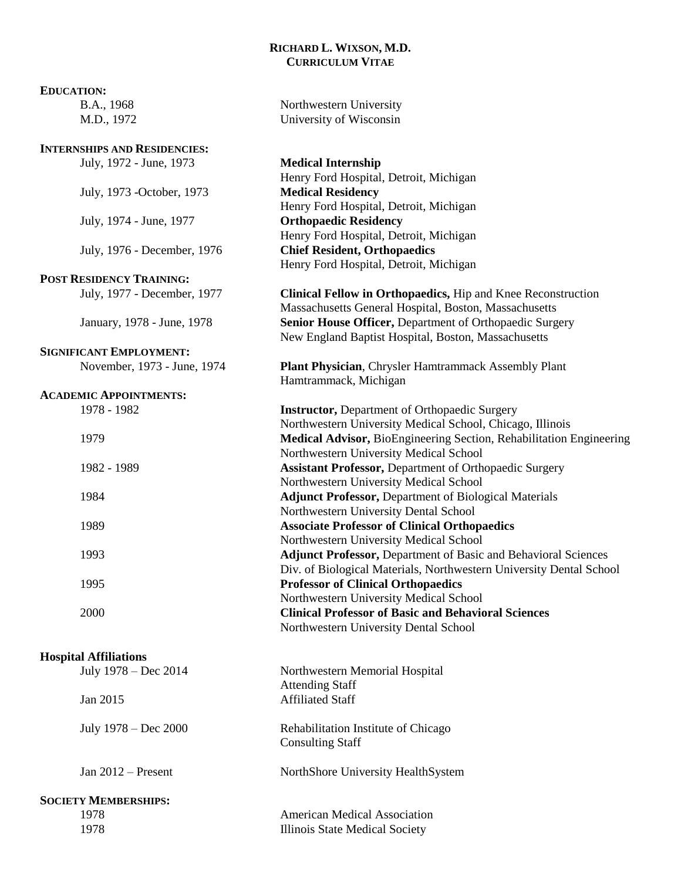# RICHARD L. WIXSON, M.D.
## CURRICULUM VITAE

**EDUCATION:**

| | |
|---|---|
| B.A., 1968 | Northwestern University |
| M.D., 1972 | University of Wisconsin |

**INTERNSHIPS AND RESIDENCIES:**

| | |
|---|---|
| July, 1972 - June, 1973 | **Medical Internship**<br>Henry Ford Hospital, Detroit, Michigan |
| July, 1973 -October, 1973 | **Medical Residency**<br>Henry Ford Hospital, Detroit, Michigan |
| July, 1974 - June, 1977 | **Orthopaedic Residency**<br>Henry Ford Hospital, Detroit, Michigan |
| July, 1976 - December, 1976 | **Chief Resident, Orthopaedics**<br>Henry Ford Hospital, Detroit, Michigan |

**POST RESIDENCY TRAINING:**

| | |
|---|---|
| July, 1977 - December, 1977 | **Clinical Fellow in Orthopaedics,** Hip and Knee Reconstruction<br>Massachusetts General Hospital, Boston, Massachusetts |
| January, 1978 - June, 1978 | **Senior House Officer,** Department of Orthopaedic Surgery<br>New England Baptist Hospital, Boston, Massachusetts |

**SIGNIFICANT EMPLOYMENT:**

| | |
|---|---|
| November, 1973 - June, 1974 | **Plant Physician**, Chrysler Hamtrammack Assembly Plant<br>Hamtrammack, Michigan |

**ACADEMIC APPOINTMENTS:**

| | |
|---|---|
| 1978 - 1982 | **Instructor,** Department of Orthopaedic Surgery<br>Northwestern University Medical School, Chicago, Illinois |
| 1979 | **Medical Advisor,** BioEngineering Section, Rehabilitation Engineering<br>Northwestern University Medical School |
| 1982 - 1989 | **Assistant Professor,** Department of Orthopaedic Surgery<br>Northwestern University Medical School |
| 1984 | **Adjunct Professor,** Department of Biological Materials<br>Northwestern University Dental School |
| 1989 | **Associate Professor of Clinical Orthopaedics**<br>Northwestern University Medical School |
| 1993 | **Adjunct Professor,** Department of Basic and Behavioral Sciences<br>Div. of Biological Materials, Northwestern University Dental School |
| 1995 | **Professor of Clinical Orthopaedics**<br>Northwestern University Medical School |
| 2000 | **Clinical Professor of Basic and Behavioral Sciences**<br>Northwestern University Dental School |

**Hospital Affiliations**

| | |
|---|---|
| July 1978 – Dec 2014 | Northwestern Memorial Hospital<br>Attending Staff |
| Jan 2015 | Affiliated Staff |
| July 1978 – Dec 2000 | Rehabilitation Institute of Chicago<br>Consulting Staff |
| Jan 2012 – Present | NorthShore University HealthSystem |

**SOCIETY MEMBERSHIPS:**

| | |
|---|---|
| 1978 | American Medical Association |
| 1978 | Illinois State Medical Society |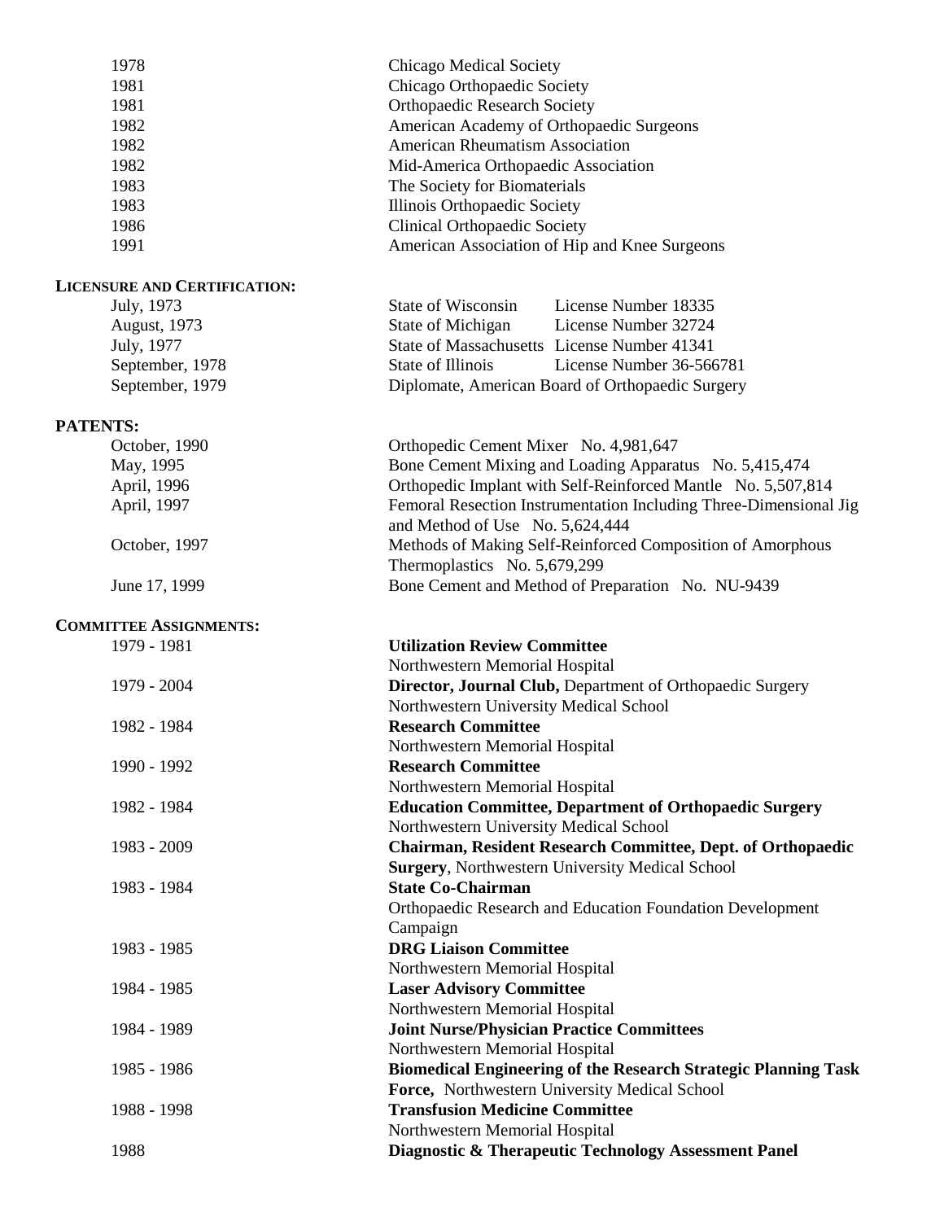| | |
|---|---|
| 1978 | Chicago Medical Society |
| 1981 | Chicago Orthopaedic Society |
| 1981 | Orthopaedic Research Society |
| 1982 | American Academy of Orthopaedic Surgeons |
| 1982 | American Rheumatism Association |
| 1982 | Mid-America Orthopaedic Association |
| 1983 | The Society for Biomaterials |
| 1983 | Illinois Orthopaedic Society |
| 1986 | Clinical Orthopaedic Society |
| 1991 | American Association of Hip and Knee Surgeons |

## LICENSURE AND CERTIFICATION:

| | | |
|---|---|---|
| July, 1973 | State of Wisconsin | License Number 18335 |
| August, 1973 | State of Michigan | License Number 32724 |
| July, 1977 | State of Massachusetts | License Number 41341 |
| September, 1978 | State of Illinois | License Number 36-566781 |
| September, 1979 | Diplomate, American Board of Orthopaedic Surgery | |

## PATENTS:

| | |
|---|---|
| October, 1990 | Orthopedic Cement Mixer No. 4,981,647 |
| May, 1995 | Bone Cement Mixing and Loading Apparatus No. 5,415,474 |
| April, 1996 | Orthopedic Implant with Self-Reinforced Mantle No. 5,507,814 |
| April, 1997 | Femoral Resection Instrumentation Including Three-Dimensional Jig and Method of Use No. 5,624,444 |
| October, 1997 | Methods of Making Self-Reinforced Composition of Amorphous Thermoplastics No. 5,679,299 |
| June 17, 1999 | Bone Cement and Method of Preparation No. NU-9439 |

## COMMITTEE ASSIGNMENTS:

| | |
|---|---|
| 1979 - 1981 | **Utilization Review Committee** Northwestern Memorial Hospital |
| 1979 - 2004 | **Director, Journal Club,** Department of Orthopaedic Surgery Northwestern University Medical School |
| 1982 - 1984 | **Research Committee** Northwestern Memorial Hospital |
| 1990 - 1992 | **Research Committee** Northwestern Memorial Hospital |
| 1982 - 1984 | **Education Committee, Department of Orthopaedic Surgery** Northwestern University Medical School |
| 1983 - 2009 | **Chairman, Resident Research Committee, Dept. of Orthopaedic Surgery**, Northwestern University Medical School |
| 1983 - 1984 | **State Co-Chairman** Orthopaedic Research and Education Foundation Development Campaign |
| 1983 - 1985 | **DRG Liaison Committee** Northwestern Memorial Hospital |
| 1984 - 1985 | **Laser Advisory Committee** Northwestern Memorial Hospital |
| 1984 - 1989 | **Joint Nurse/Physician Practice Committees** Northwestern Memorial Hospital |
| 1985 - 1986 | **Biomedical Engineering of the Research Strategic Planning Task Force,** Northwestern University Medical School |
| 1988 - 1998 | **Transfusion Medicine Committee** Northwestern Memorial Hospital |
| 1988 | **Diagnostic & Therapeutic Technology Assessment Panel** |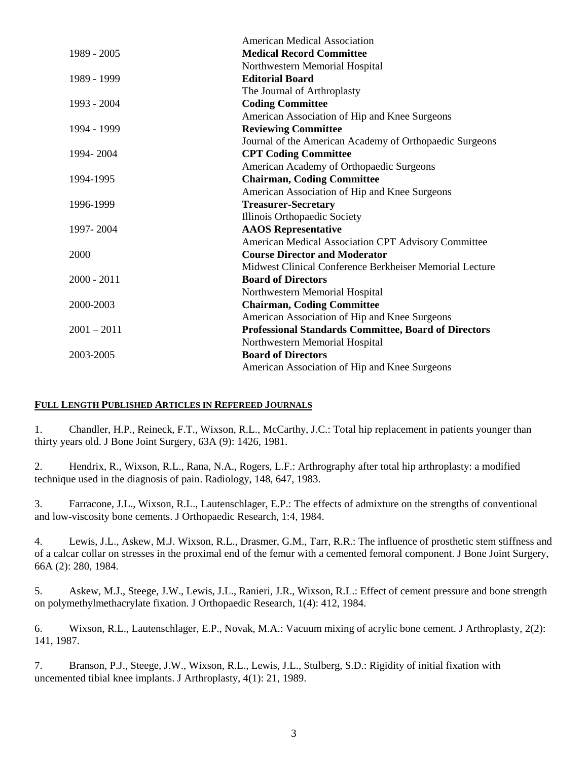| | |
|---|---|
| | American Medical Association |
| 1989 - 2005 | **Medical Record Committee** |
| | Northwestern Memorial Hospital |
| 1989 - 1999 | **Editorial Board** |
| | The Journal of Arthroplasty |
| 1993 - 2004 | **Coding Committee** |
| | American Association of Hip and Knee Surgeons |
| 1994 - 1999 | **Reviewing Committee** |
| | Journal of the American Academy of Orthopaedic Surgeons |
| 1994- 2004 | **CPT Coding Committee** |
| | American Academy of Orthopaedic Surgeons |
| 1994-1995 | **Chairman, Coding Committee** |
| | American Association of Hip and Knee Surgeons |
| 1996-1999 | **Treasurer-Secretary** |
| | Illinois Orthopaedic Society |
| 1997- 2004 | **AAOS Representative** |
| | American Medical Association CPT Advisory Committee |
| 2000 | **Course Director and Moderator** |
| | Midwest Clinical Conference Berkheiser Memorial Lecture |
| 2000 - 2011 | **Board of Directors** |
| | Northwestern Memorial Hospital |
| 2000-2003 | **Chairman, Coding Committee** |
| | American Association of Hip and Knee Surgeons |
| 2001 – 2011 | **Professional Standards Committee, Board of Directors** |
| | Northwestern Memorial Hospital |
| 2003-2005 | **Board of Directors** |
| | American Association of Hip and Knee Surgeons |

**FULL LENGTH PUBLISHED ARTICLES IN REFEREED JOURNALS**

1. Chandler, H.P., Reineck, F.T., Wixson, R.L., McCarthy, J.C.: Total hip replacement in patients younger than thirty years old. J Bone Joint Surgery, 63A (9): 1426, 1981.

2. Hendrix, R., Wixson, R.L., Rana, N.A., Rogers, L.F.: Arthrography after total hip arthroplasty: a modified technique used in the diagnosis of pain. Radiology, 148, 647, 1983.

3. Farracone, J.L., Wixson, R.L., Lautenschlager, E.P.: The effects of admixture on the strengths of conventional and low-viscosity bone cements. J Orthopaedic Research, 1:4, 1984.

4. Lewis, J.L., Askew, M.J. Wixson, R.L., Drasmer, G.M., Tarr, R.R.: The influence of prosthetic stem stiffness and of a calcar collar on stresses in the proximal end of the femur with a cemented femoral component. J Bone Joint Surgery, 66A (2): 280, 1984.

5. Askew, M.J., Steege, J.W., Lewis, J.L., Ranieri, J.R., Wixson, R.L.: Effect of cement pressure and bone strength on polymethylmethacrylate fixation. J Orthopaedic Research, 1(4): 412, 1984.

6. Wixson, R.L., Lautenschlager, E.P., Novak, M.A.: Vacuum mixing of acrylic bone cement. J Arthroplasty, 2(2): 141, 1987.

7. Branson, P.J., Steege, J.W., Wixson, R.L., Lewis, J.L., Stulberg, S.D.: Rigidity of initial fixation with uncemented tibial knee implants. J Arthroplasty, 4(1): 21, 1989.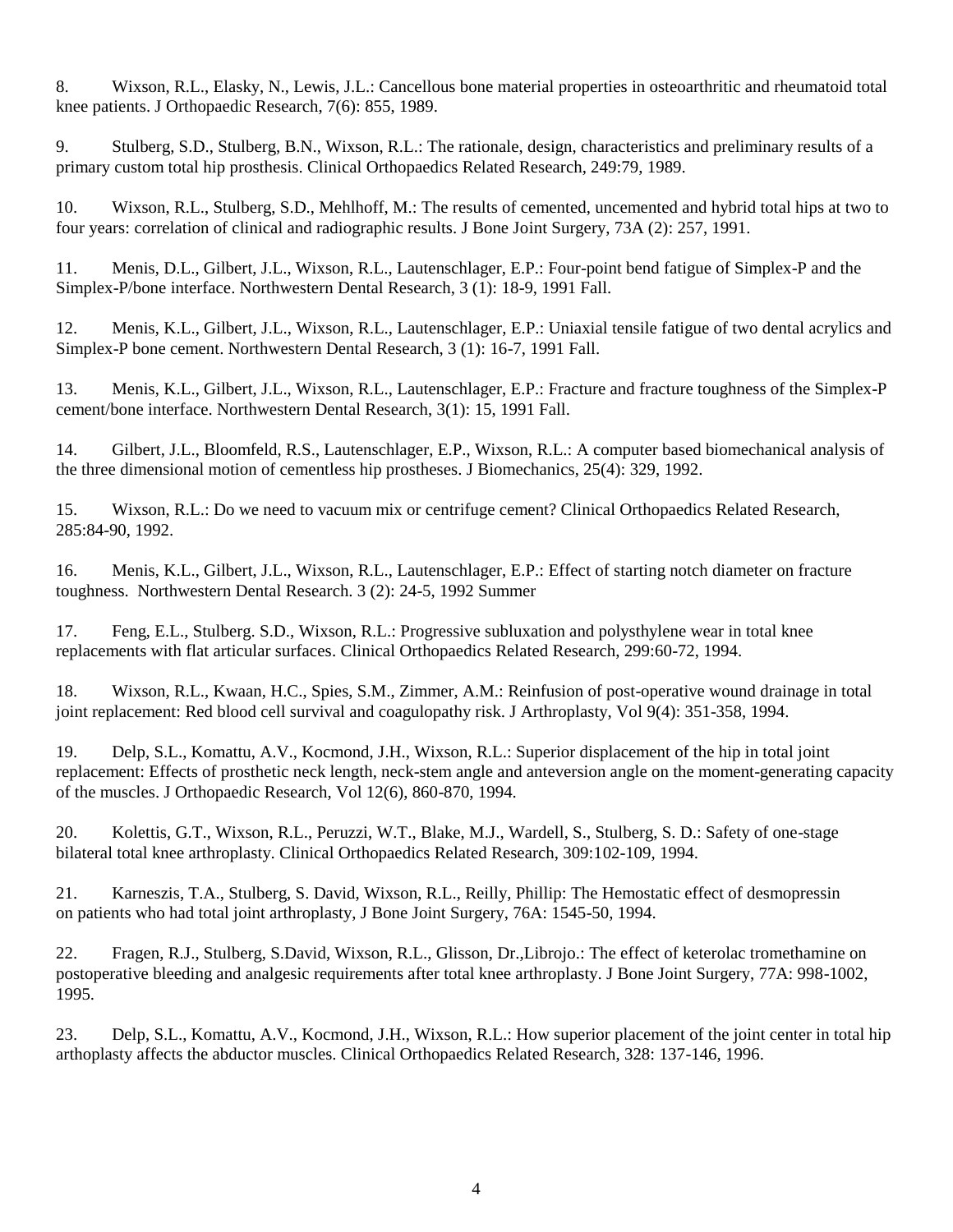8. Wixson, R.L., Elasky, N., Lewis, J.L.: Cancellous bone material properties in osteoarthritic and rheumatoid total knee patients. J Orthopaedic Research, 7(6): 855, 1989.

9. Stulberg, S.D., Stulberg, B.N., Wixson, R.L.: The rationale, design, characteristics and preliminary results of a primary custom total hip prosthesis. Clinical Orthopaedics Related Research, 249:79, 1989.

10. Wixson, R.L., Stulberg, S.D., Mehlhoff, M.: The results of cemented, uncemented and hybrid total hips at two to four years: correlation of clinical and radiographic results. J Bone Joint Surgery, 73A (2): 257, 1991.

11. Menis, D.L., Gilbert, J.L., Wixson, R.L., Lautenschlager, E.P.: Four-point bend fatigue of Simplex-P and the Simplex-P/bone interface. Northwestern Dental Research, 3 (1): 18-9, 1991 Fall.

12. Menis, K.L., Gilbert, J.L., Wixson, R.L., Lautenschlager, E.P.: Uniaxial tensile fatigue of two dental acrylics and Simplex-P bone cement. Northwestern Dental Research, 3 (1): 16-7, 1991 Fall.

13. Menis, K.L., Gilbert, J.L., Wixson, R.L., Lautenschlager, E.P.: Fracture and fracture toughness of the Simplex-P cement/bone interface. Northwestern Dental Research, 3(1): 15, 1991 Fall.

14. Gilbert, J.L., Bloomfeld, R.S., Lautenschlager, E.P., Wixson, R.L.: A computer based biomechanical analysis of the three dimensional motion of cementless hip prostheses. J Biomechanics, 25(4): 329, 1992.

15. Wixson, R.L.: Do we need to vacuum mix or centrifuge cement? Clinical Orthopaedics Related Research, 285:84-90, 1992.

16. Menis, K.L., Gilbert, J.L., Wixson, R.L., Lautenschlager, E.P.: Effect of starting notch diameter on fracture toughness. Northwestern Dental Research. 3 (2): 24-5, 1992 Summer

17. Feng, E.L., Stulberg. S.D., Wixson, R.L.: Progressive subluxation and polysthylene wear in total knee replacements with flat articular surfaces. Clinical Orthopaedics Related Research, 299:60-72, 1994.

18. Wixson, R.L., Kwaan, H.C., Spies, S.M., Zimmer, A.M.: Reinfusion of post-operative wound drainage in total joint replacement: Red blood cell survival and coagulopathy risk. J Arthroplasty, Vol 9(4): 351-358, 1994.

19. Delp, S.L., Komattu, A.V., Kocmond, J.H., Wixson, R.L.: Superior displacement of the hip in total joint replacement: Effects of prosthetic neck length, neck-stem angle and anteversion angle on the moment-generating capacity of the muscles. J Orthopaedic Research, Vol 12(6), 860-870, 1994.

20. Kolettis, G.T., Wixson, R.L., Peruzzi, W.T., Blake, M.J., Wardell, S., Stulberg, S. D.: Safety of one-stage bilateral total knee arthroplasty. Clinical Orthopaedics Related Research, 309:102-109, 1994.

21. Karneszis, T.A., Stulberg, S. David, Wixson, R.L., Reilly, Phillip: The Hemostatic effect of desmopressin on patients who had total joint arthroplasty, J Bone Joint Surgery, 76A: 1545-50, 1994.

22. Fragen, R.J., Stulberg, S.David, Wixson, R.L., Glisson, Dr.,Librojo.: The effect of keterolac tromethamine on postoperative bleeding and analgesic requirements after total knee arthroplasty. J Bone Joint Surgery, 77A: 998-1002, 1995.

23. Delp, S.L., Komattu, A.V., Kocmond, J.H., Wixson, R.L.: How superior placement of the joint center in total hip arthoplasty affects the abductor muscles. Clinical Orthopaedics Related Research, 328: 137-146, 1996.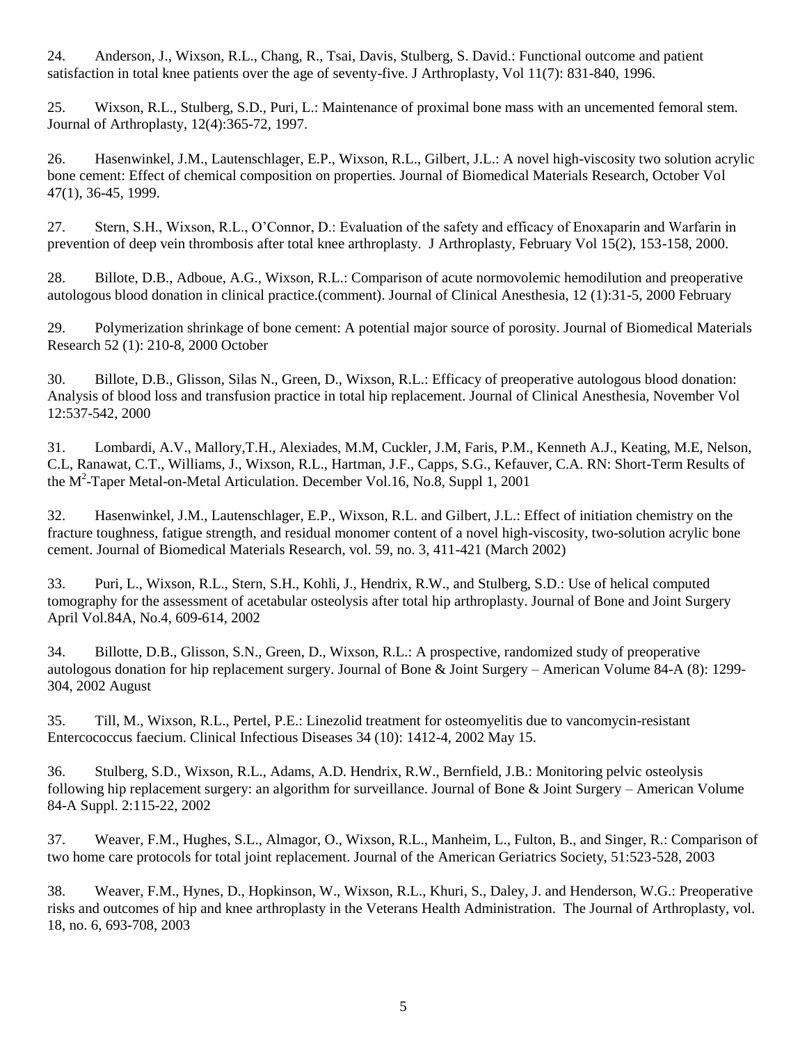24. Anderson, J., Wixson, R.L., Chang, R., Tsai, Davis, Stulberg, S. David.: Functional outcome and patient satisfaction in total knee patients over the age of seventy-five. J Arthroplasty, Vol 11(7): 831-840, 1996.

25. Wixson, R.L., Stulberg, S.D., Puri, L.: Maintenance of proximal bone mass with an uncemented femoral stem. Journal of Arthroplasty, 12(4):365-72, 1997.

26. Hasenwinkel, J.M., Lautenschlager, E.P., Wixson, R.L., Gilbert, J.L.: A novel high-viscosity two solution acrylic bone cement: Effect of chemical composition on properties. Journal of Biomedical Materials Research, October Vol 47(1), 36-45, 1999.

27. Stern, S.H., Wixson, R.L., O'Connor, D.: Evaluation of the safety and efficacy of Enoxaparin and Warfarin in prevention of deep vein thrombosis after total knee arthroplasty. J Arthroplasty, February Vol 15(2), 153-158, 2000.

28. Billote, D.B., Adboue, A.G., Wixson, R.L.: Comparison of acute normovolemic hemodilution and preoperative autologous blood donation in clinical practice.(comment). Journal of Clinical Anesthesia, 12 (1):31-5, 2000 February

29. Polymerization shrinkage of bone cement: A potential major source of porosity. Journal of Biomedical Materials Research 52 (1): 210-8, 2000 October

30. Billote, D.B., Glisson, Silas N., Green, D., Wixson, R.L.: Efficacy of preoperative autologous blood donation: Analysis of blood loss and transfusion practice in total hip replacement. Journal of Clinical Anesthesia, November Vol 12:537-542, 2000

31. Lombardi, A.V., Mallory,T.H., Alexiades, M.M, Cuckler, J.M, Faris, P.M., Kenneth A.J., Keating, M.E, Nelson, C.L, Ranawat, C.T., Williams, J., Wixson, R.L., Hartman, J.F., Capps, S.G., Kefauver, C.A. RN: Short-Term Results of the $M^2$-Taper Metal-on-Metal Articulation. December Vol.16, No.8, Suppl 1, 2001

32. Hasenwinkel, J.M., Lautenschlager, E.P., Wixson, R.L. and Gilbert, J.L.: Effect of initiation chemistry on the fracture toughness, fatigue strength, and residual monomer content of a novel high-viscosity, two-solution acrylic bone cement. Journal of Biomedical Materials Research, vol. 59, no. 3, 411-421 (March 2002)

33. Puri, L., Wixson, R.L., Stern, S.H., Kohli, J., Hendrix, R.W., and Stulberg, S.D.: Use of helical computed tomography for the assessment of acetabular osteolysis after total hip arthroplasty. Journal of Bone and Joint Surgery April Vol.84A, No.4, 609-614, 2002

34. Billotte, D.B., Glisson, S.N., Green, D., Wixson, R.L.: A prospective, randomized study of preoperative autologous donation for hip replacement surgery. Journal of Bone & Joint Surgery – American Volume 84-A (8): 1299-304, 2002 August

35. Till, M., Wixson, R.L., Pertel, P.E.: Linezolid treatment for osteomyelitis due to vancomycin-resistant Entercococcus faecium. Clinical Infectious Diseases 34 (10): 1412-4, 2002 May 15.

36. Stulberg, S.D., Wixson, R.L., Adams, A.D. Hendrix, R.W., Bernfield, J.B.: Monitoring pelvic osteolysis following hip replacement surgery: an algorithm for surveillance. Journal of Bone & Joint Surgery – American Volume 84-A Suppl. 2:115-22, 2002

37. Weaver, F.M., Hughes, S.L., Almagor, O., Wixson, R.L., Manheim, L., Fulton, B., and Singer, R.: Comparison of two home care protocols for total joint replacement. Journal of the American Geriatrics Society, 51:523-528, 2003

38. Weaver, F.M., Hynes, D., Hopkinson, W., Wixson, R.L., Khuri, S., Daley, J. and Henderson, W.G.: Preoperative risks and outcomes of hip and knee arthroplasty in the Veterans Health Administration. The Journal of Arthroplasty, vol. 18, no. 6, 693-708, 2003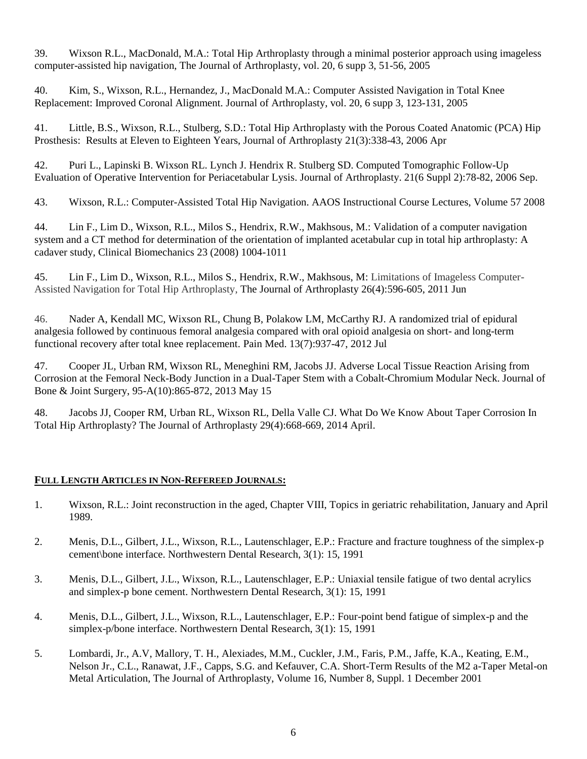39. Wixson R.L., MacDonald, M.A.: Total Hip Arthroplasty through a minimal posterior approach using imageless computer-assisted hip navigation, The Journal of Arthroplasty, vol. 20, 6 supp 3, 51-56, 2005

40. Kim, S., Wixson, R.L., Hernandez, J., MacDonald M.A.: Computer Assisted Navigation in Total Knee Replacement: Improved Coronal Alignment. Journal of Arthroplasty, vol. 20, 6 supp 3, 123-131, 2005

41. Little, B.S., Wixson, R.L., Stulberg, S.D.: Total Hip Arthroplasty with the Porous Coated Anatomic (PCA) Hip Prosthesis: Results at Eleven to Eighteen Years, Journal of Arthroplasty 21(3):338-43, 2006 Apr

42. Puri L., Lapinski B. Wixson RL. Lynch J. Hendrix R. Stulberg SD. Computed Tomographic Follow-Up Evaluation of Operative Intervention for Periacetabular Lysis. Journal of Arthroplasty. 21(6 Suppl 2):78-82, 2006 Sep.

43. Wixson, R.L.: Computer-Assisted Total Hip Navigation. AAOS Instructional Course Lectures, Volume 57 2008

44. Lin F., Lim D., Wixson, R.L., Milos S., Hendrix, R.W., Makhsous, M.: Validation of a computer navigation system and a CT method for determination of the orientation of implanted acetabular cup in total hip arthroplasty: A cadaver study, Clinical Biomechanics 23 (2008) 1004-1011

45. Lin F., Lim D., Wixson, R.L., Milos S., Hendrix, R.W., Makhsous, M: Limitations of Imageless Computer-Assisted Navigation for Total Hip Arthroplasty, The Journal of Arthroplasty 26(4):596-605, 2011 Jun

46. Nader A, Kendall MC, Wixson RL, Chung B, Polakow LM, McCarthy RJ. A randomized trial of epidural analgesia followed by continuous femoral analgesia compared with oral opioid analgesia on short- and long-term functional recovery after total knee replacement. Pain Med. 13(7):937-47, 2012 Jul

47. Cooper JL, Urban RM, Wixson RL, Meneghini RM, Jacobs JJ. Adverse Local Tissue Reaction Arising from Corrosion at the Femoral Neck-Body Junction in a Dual-Taper Stem with a Cobalt-Chromium Modular Neck. Journal of Bone & Joint Surgery, 95-A(10):865-872, 2013 May 15

48. Jacobs JJ, Cooper RM, Urban RL, Wixson RL, Della Valle CJ. What Do We Know About Taper Corrosion In Total Hip Arthroplasty? The Journal of Arthroplasty 29(4):668-669, 2014 April.

## FULL LENGTH ARTICLES IN NON-REFEREED JOURNALS:

1. Wixson, R.L.: Joint reconstruction in the aged, Chapter VIII, Topics in geriatric rehabilitation, January and April 1989.

2. Menis, D.L., Gilbert, J.L., Wixson, R.L., Lautenschlager, E.P.: Fracture and fracture toughness of the simplex-p cement\bone interface. Northwestern Dental Research, 3(1): 15, 1991

3. Menis, D.L., Gilbert, J.L., Wixson, R.L., Lautenschlager, E.P.: Uniaxial tensile fatigue of two dental acrylics and simplex-p bone cement. Northwestern Dental Research, 3(1): 15, 1991

4. Menis, D.L., Gilbert, J.L., Wixson, R.L., Lautenschlager, E.P.: Four-point bend fatigue of simplex-p and the simplex-p/bone interface. Northwestern Dental Research, 3(1): 15, 1991

5. Lombardi, Jr., A.V, Mallory, T. H., Alexiades, M.M., Cuckler, J.M., Faris, P.M., Jaffe, K.A., Keating, E.M., Nelson Jr., C.L., Ranawat, J.F., Capps, S.G. and Kefauver, C.A. Short-Term Results of the M2 a-Taper Metal-on Metal Articulation, The Journal of Arthroplasty, Volume 16, Number 8, Suppl. 1 December 2001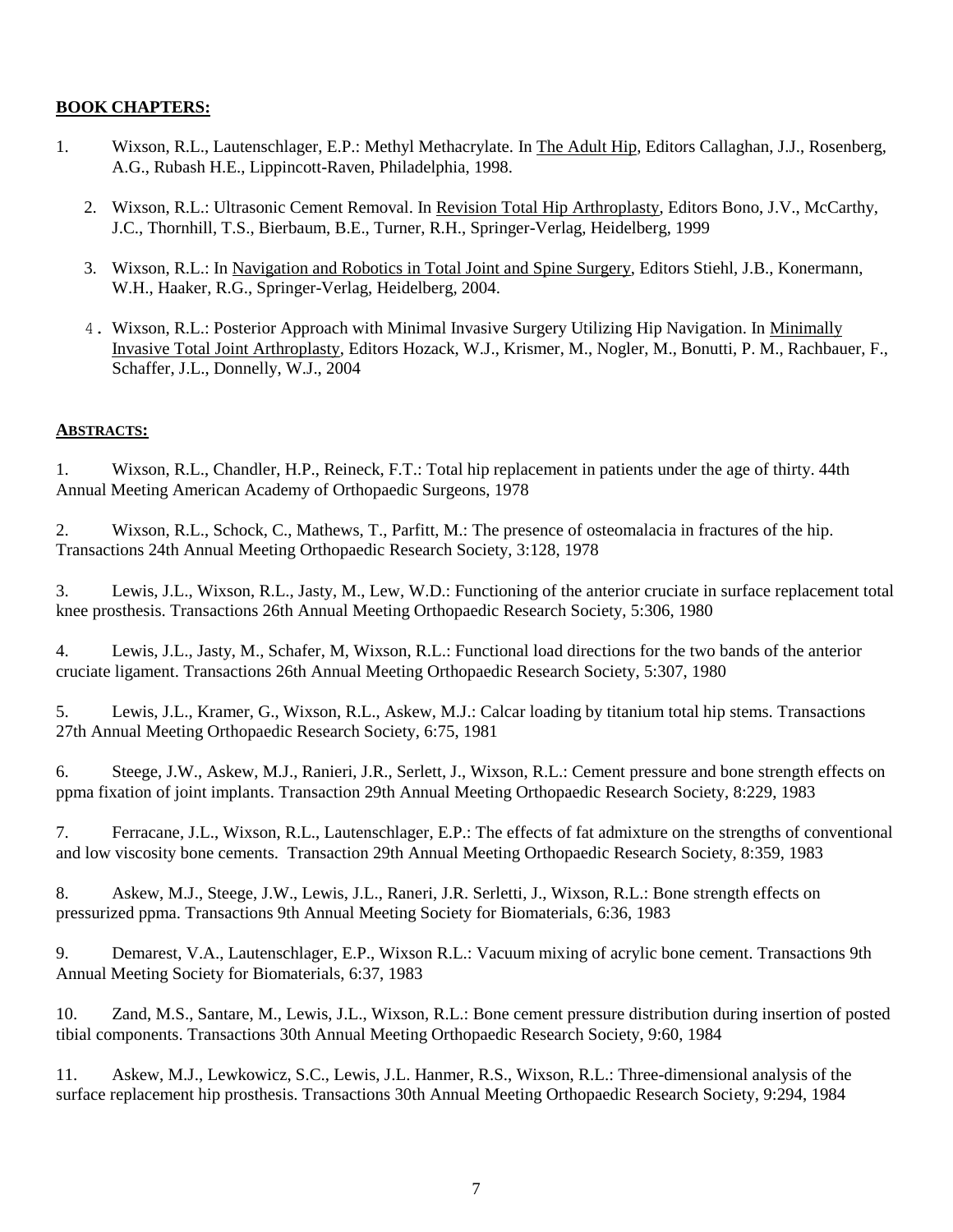## BOOK CHAPTERS:

1. Wixson, R.L., Lautenschlager, E.P.: Methyl Methacrylate. In The Adult Hip, Editors Callaghan, J.J., Rosenberg, A.G., Rubash H.E., Lippincott-Raven, Philadelphia, 1998.

2. Wixson, R.L.: Ultrasonic Cement Removal. In Revision Total Hip Arthroplasty, Editors Bono, J.V., McCarthy, J.C., Thornhill, T.S., Bierbaum, B.E., Turner, R.H., Springer-Verlag, Heidelberg, 1999

3. Wixson, R.L.: In Navigation and Robotics in Total Joint and Spine Surgery, Editors Stiehl, J.B., Konermann, W.H., Haaker, R.G., Springer-Verlag, Heidelberg, 2004.

4. Wixson, R.L.: Posterior Approach with Minimal Invasive Surgery Utilizing Hip Navigation. In Minimally Invasive Total Joint Arthroplasty, Editors Hozack, W.J., Krismer, M., Nogler, M., Bonutti, P. M., Rachbauer, F., Schaffer, J.L., Donnelly, W.J., 2004

## ABSTRACTS:

1. Wixson, R.L., Chandler, H.P., Reineck, F.T.: Total hip replacement in patients under the age of thirty. 44th Annual Meeting American Academy of Orthopaedic Surgeons, 1978

2. Wixson, R.L., Schock, C., Mathews, T., Parfitt, M.: The presence of osteomalacia in fractures of the hip. Transactions 24th Annual Meeting Orthopaedic Research Society, 3:128, 1978

3. Lewis, J.L., Wixson, R.L., Jasty, M., Lew, W.D.: Functioning of the anterior cruciate in surface replacement total knee prosthesis. Transactions 26th Annual Meeting Orthopaedic Research Society, 5:306, 1980

4. Lewis, J.L., Jasty, M., Schafer, M, Wixson, R.L.: Functional load directions for the two bands of the anterior cruciate ligament. Transactions 26th Annual Meeting Orthopaedic Research Society, 5:307, 1980

5. Lewis, J.L., Kramer, G., Wixson, R.L., Askew, M.J.: Calcar loading by titanium total hip stems. Transactions 27th Annual Meeting Orthopaedic Research Society, 6:75, 1981

6. Steege, J.W., Askew, M.J., Ranieri, J.R., Serlett, J., Wixson, R.L.: Cement pressure and bone strength effects on ppma fixation of joint implants. Transaction 29th Annual Meeting Orthopaedic Research Society, 8:229, 1983

7. Ferracane, J.L., Wixson, R.L., Lautenschlager, E.P.: The effects of fat admixture on the strengths of conventional and low viscosity bone cements. Transaction 29th Annual Meeting Orthopaedic Research Society, 8:359, 1983

8. Askew, M.J., Steege, J.W., Lewis, J.L., Raneri, J.R. Serletti, J., Wixson, R.L.: Bone strength effects on pressurized ppma. Transactions 9th Annual Meeting Society for Biomaterials, 6:36, 1983

9. Demarest, V.A., Lautenschlager, E.P., Wixson R.L.: Vacuum mixing of acrylic bone cement. Transactions 9th Annual Meeting Society for Biomaterials, 6:37, 1983

10. Zand, M.S., Santare, M., Lewis, J.L., Wixson, R.L.: Bone cement pressure distribution during insertion of posted tibial components. Transactions 30th Annual Meeting Orthopaedic Research Society, 9:60, 1984

11. Askew, M.J., Lewkowicz, S.C., Lewis, J.L. Hanmer, R.S., Wixson, R.L.: Three-dimensional analysis of the surface replacement hip prosthesis. Transactions 30th Annual Meeting Orthopaedic Research Society, 9:294, 1984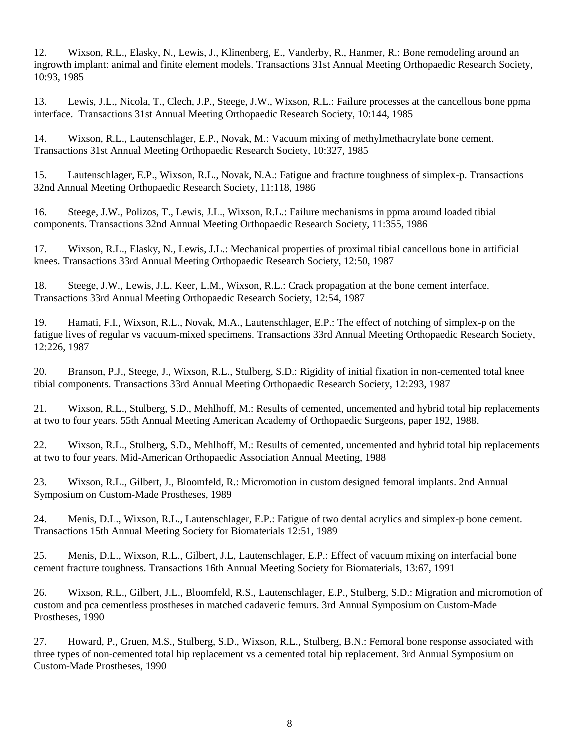12. Wixson, R.L., Elasky, N., Lewis, J., Klinenberg, E., Vanderby, R., Hanmer, R.: Bone remodeling around an ingrowth implant: animal and finite element models. Transactions 31st Annual Meeting Orthopaedic Research Society, 10:93, 1985

13. Lewis, J.L., Nicola, T., Clech, J.P., Steege, J.W., Wixson, R.L.: Failure processes at the cancellous bone ppma interface. Transactions 31st Annual Meeting Orthopaedic Research Society, 10:144, 1985

14. Wixson, R.L., Lautenschlager, E.P., Novak, M.: Vacuum mixing of methylmethacrylate bone cement. Transactions 31st Annual Meeting Orthopaedic Research Society, 10:327, 1985

15. Lautenschlager, E.P., Wixson, R.L., Novak, N.A.: Fatigue and fracture toughness of simplex-p. Transactions 32nd Annual Meeting Orthopaedic Research Society, 11:118, 1986

16. Steege, J.W., Polizos, T., Lewis, J.L., Wixson, R.L.: Failure mechanisms in ppma around loaded tibial components. Transactions 32nd Annual Meeting Orthopaedic Research Society, 11:355, 1986

17. Wixson, R.L., Elasky, N., Lewis, J.L.: Mechanical properties of proximal tibial cancellous bone in artificial knees. Transactions 33rd Annual Meeting Orthopaedic Research Society, 12:50, 1987

18. Steege, J.W., Lewis, J.L. Keer, L.M., Wixson, R.L.: Crack propagation at the bone cement interface. Transactions 33rd Annual Meeting Orthopaedic Research Society, 12:54, 1987

19. Hamati, F.I., Wixson, R.L., Novak, M.A., Lautenschlager, E.P.: The effect of notching of simplex-p on the fatigue lives of regular vs vacuum-mixed specimens. Transactions 33rd Annual Meeting Orthopaedic Research Society, 12:226, 1987

20. Branson, P.J., Steege, J., Wixson, R.L., Stulberg, S.D.: Rigidity of initial fixation in non-cemented total knee tibial components. Transactions 33rd Annual Meeting Orthopaedic Research Society, 12:293, 1987

21. Wixson, R.L., Stulberg, S.D., Mehlhoff, M.: Results of cemented, uncemented and hybrid total hip replacements at two to four years. 55th Annual Meeting American Academy of Orthopaedic Surgeons, paper 192, 1988.

22. Wixson, R.L., Stulberg, S.D., Mehlhoff, M.: Results of cemented, uncemented and hybrid total hip replacements at two to four years. Mid-American Orthopaedic Association Annual Meeting, 1988

23. Wixson, R.L., Gilbert, J., Bloomfeld, R.: Micromotion in custom designed femoral implants. 2nd Annual Symposium on Custom-Made Prostheses, 1989

24. Menis, D.L., Wixson, R.L., Lautenschlager, E.P.: Fatigue of two dental acrylics and simplex-p bone cement. Transactions 15th Annual Meeting Society for Biomaterials 12:51, 1989

25. Menis, D.L., Wixson, R.L., Gilbert, J.L, Lautenschlager, E.P.: Effect of vacuum mixing on interfacial bone cement fracture toughness. Transactions 16th Annual Meeting Society for Biomaterials, 13:67, 1991

26. Wixson, R.L., Gilbert, J.L., Bloomfeld, R.S., Lautenschlager, E.P., Stulberg, S.D.: Migration and micromotion of custom and pca cementless prostheses in matched cadaveric femurs. 3rd Annual Symposium on Custom-Made Prostheses, 1990

27. Howard, P., Gruen, M.S., Stulberg, S.D., Wixson, R.L., Stulberg, B.N.: Femoral bone response associated with three types of non-cemented total hip replacement vs a cemented total hip replacement. 3rd Annual Symposium on Custom-Made Prostheses, 1990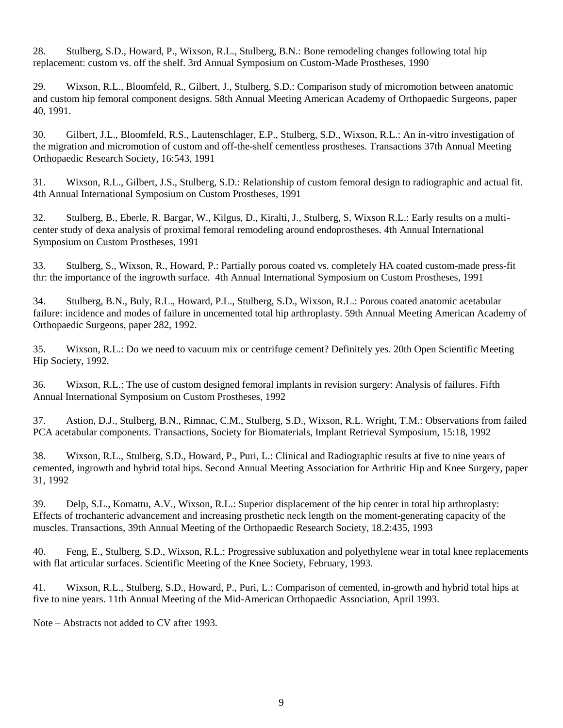28. Stulberg, S.D., Howard, P., Wixson, R.L., Stulberg, B.N.: Bone remodeling changes following total hip replacement: custom vs. off the shelf. 3rd Annual Symposium on Custom-Made Prostheses, 1990

29. Wixson, R.L., Bloomfeld, R., Gilbert, J., Stulberg, S.D.: Comparison study of micromotion between anatomic and custom hip femoral component designs. 58th Annual Meeting American Academy of Orthopaedic Surgeons, paper 40, 1991.

30. Gilbert, J.L., Bloomfeld, R.S., Lautenschlager, E.P., Stulberg, S.D., Wixson, R.L.: An in-vitro investigation of the migration and micromotion of custom and off-the-shelf cementless prostheses. Transactions 37th Annual Meeting Orthopaedic Research Society, 16:543, 1991

31. Wixson, R.L., Gilbert, J.S., Stulberg, S.D.: Relationship of custom femoral design to radiographic and actual fit. 4th Annual International Symposium on Custom Prostheses, 1991

32. Stulberg, B., Eberle, R. Bargar, W., Kilgus, D., Kiralti, J., Stulberg, S, Wixson R.L.: Early results on a multi-center study of dexa analysis of proximal femoral remodeling around endoprostheses. 4th Annual International Symposium on Custom Prostheses, 1991

33. Stulberg, S., Wixson, R., Howard, P.: Partially porous coated vs. completely HA coated custom-made press-fit thr: the importance of the ingrowth surface. 4th Annual International Symposium on Custom Prostheses, 1991

34. Stulberg, B.N., Buly, R.L., Howard, P.L., Stulberg, S.D., Wixson, R.L.: Porous coated anatomic acetabular failure: incidence and modes of failure in uncemented total hip arthroplasty. 59th Annual Meeting American Academy of Orthopaedic Surgeons, paper 282, 1992.

35. Wixson, R.L.: Do we need to vacuum mix or centrifuge cement? Definitely yes. 20th Open Scientific Meeting Hip Society, 1992.

36. Wixson, R.L.: The use of custom designed femoral implants in revision surgery: Analysis of failures. Fifth Annual International Symposium on Custom Prostheses, 1992

37. Astion, D.J., Stulberg, B.N., Rimnac, C.M., Stulberg, S.D., Wixson, R.L. Wright, T.M.: Observations from failed PCA acetabular components. Transactions, Society for Biomaterials, Implant Retrieval Symposium, 15:18, 1992

38. Wixson, R.L., Stulberg, S.D., Howard, P., Puri, L.: Clinical and Radiographic results at five to nine years of cemented, ingrowth and hybrid total hips. Second Annual Meeting Association for Arthritic Hip and Knee Surgery, paper 31, 1992

39. Delp, S.L., Komattu, A.V., Wixson, R.L.: Superior displacement of the hip center in total hip arthroplasty: Effects of trochanteric advancement and increasing prosthetic neck length on the moment-generating capacity of the muscles. Transactions, 39th Annual Meeting of the Orthopaedic Research Society, 18.2:435, 1993

40. Feng, E., Stulberg, S.D., Wixson, R.L.: Progressive subluxation and polyethylene wear in total knee replacements with flat articular surfaces. Scientific Meeting of the Knee Society, February, 1993.

41. Wixson, R.L., Stulberg, S.D., Howard, P., Puri, L.: Comparison of cemented, in-growth and hybrid total hips at five to nine years. 11th Annual Meeting of the Mid-American Orthopaedic Association, April 1993.

Note – Abstracts not added to CV after 1993.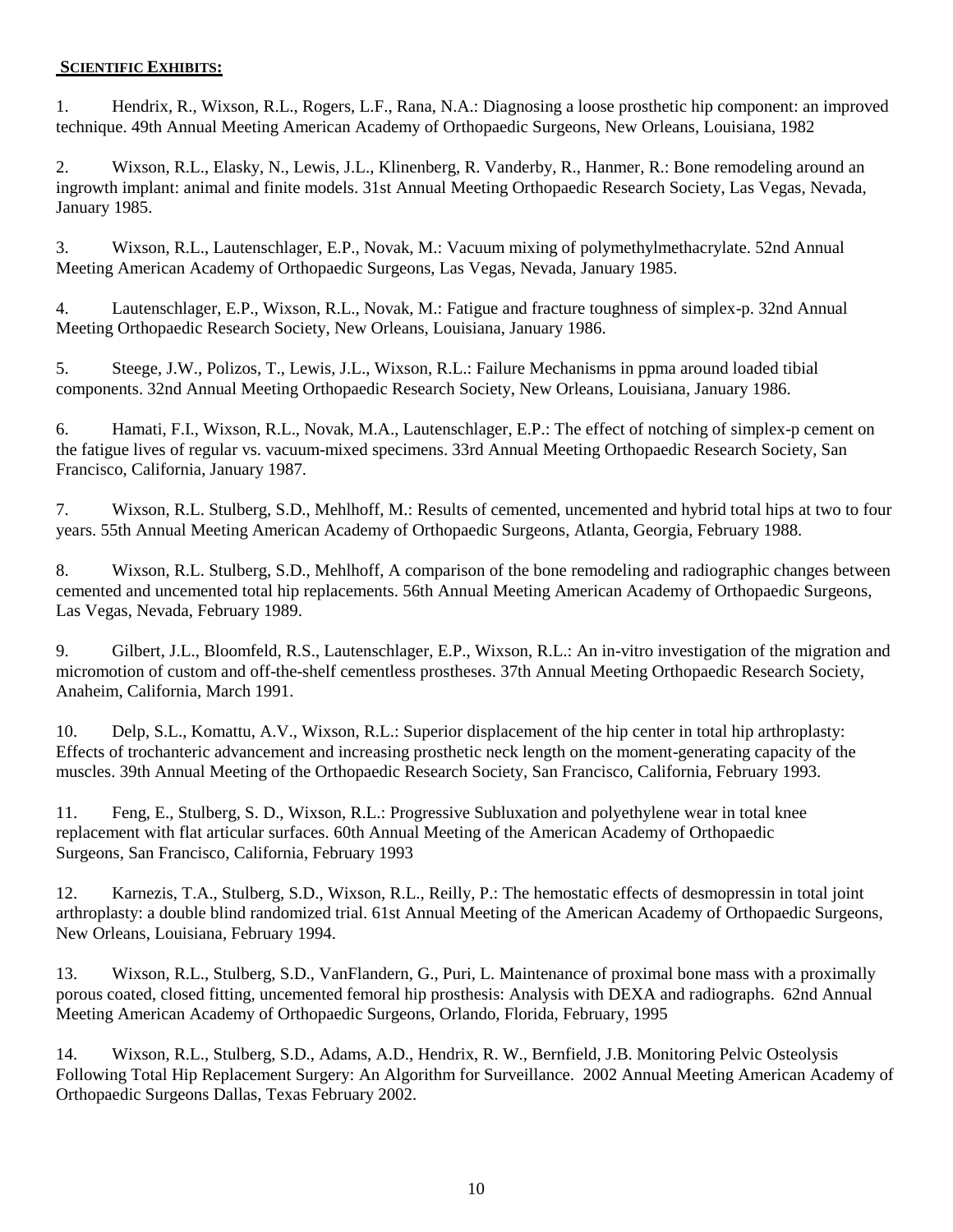## **SCIENTIFIC EXHIBITS:**

1. Hendrix, R., Wixson, R.L., Rogers, L.F., Rana, N.A.: Diagnosing a loose prosthetic hip component: an improved technique. 49th Annual Meeting American Academy of Orthopaedic Surgeons, New Orleans, Louisiana, 1982

2. Wixson, R.L., Elasky, N., Lewis, J.L., Klinenberg, R. Vanderby, R., Hanmer, R.: Bone remodeling around an ingrowth implant: animal and finite models. 31st Annual Meeting Orthopaedic Research Society, Las Vegas, Nevada, January 1985.

3. Wixson, R.L., Lautenschlager, E.P., Novak, M.: Vacuum mixing of polymethylmethacrylate. 52nd Annual Meeting American Academy of Orthopaedic Surgeons, Las Vegas, Nevada, January 1985.

4. Lautenschlager, E.P., Wixson, R.L., Novak, M.: Fatigue and fracture toughness of simplex-p. 32nd Annual Meeting Orthopaedic Research Society, New Orleans, Louisiana, January 1986.

5. Steege, J.W., Polizos, T., Lewis, J.L., Wixson, R.L.: Failure Mechanisms in ppma around loaded tibial components. 32nd Annual Meeting Orthopaedic Research Society, New Orleans, Louisiana, January 1986.

6. Hamati, F.I., Wixson, R.L., Novak, M.A., Lautenschlager, E.P.: The effect of notching of simplex-p cement on the fatigue lives of regular vs. vacuum-mixed specimens. 33rd Annual Meeting Orthopaedic Research Society, San Francisco, California, January 1987.

7. Wixson, R.L. Stulberg, S.D., Mehlhoff, M.: Results of cemented, uncemented and hybrid total hips at two to four years. 55th Annual Meeting American Academy of Orthopaedic Surgeons, Atlanta, Georgia, February 1988.

8. Wixson, R.L. Stulberg, S.D., Mehlhoff, A comparison of the bone remodeling and radiographic changes between cemented and uncemented total hip replacements. 56th Annual Meeting American Academy of Orthopaedic Surgeons, Las Vegas, Nevada, February 1989.

9. Gilbert, J.L., Bloomfeld, R.S., Lautenschlager, E.P., Wixson, R.L.: An in-vitro investigation of the migration and micromotion of custom and off-the-shelf cementless prostheses. 37th Annual Meeting Orthopaedic Research Society, Anaheim, California, March 1991.

10. Delp, S.L., Komattu, A.V., Wixson, R.L.: Superior displacement of the hip center in total hip arthroplasty: Effects of trochanteric advancement and increasing prosthetic neck length on the moment-generating capacity of the muscles. 39th Annual Meeting of the Orthopaedic Research Society, San Francisco, California, February 1993.

11. Feng, E., Stulberg, S. D., Wixson, R.L.: Progressive Subluxation and polyethylene wear in total knee replacement with flat articular surfaces. 60th Annual Meeting of the American Academy of Orthopaedic Surgeons, San Francisco, California, February 1993

12. Karnezis, T.A., Stulberg, S.D., Wixson, R.L., Reilly, P.: The hemostatic effects of desmopressin in total joint arthroplasty: a double blind randomized trial. 61st Annual Meeting of the American Academy of Orthopaedic Surgeons, New Orleans, Louisiana, February 1994.

13. Wixson, R.L., Stulberg, S.D., VanFlandern, G., Puri, L. Maintenance of proximal bone mass with a proximally porous coated, closed fitting, uncemented femoral hip prosthesis: Analysis with DEXA and radiographs. 62nd Annual Meeting American Academy of Orthopaedic Surgeons, Orlando, Florida, February, 1995

14. Wixson, R.L., Stulberg, S.D., Adams, A.D., Hendrix, R. W., Bernfield, J.B. Monitoring Pelvic Osteolysis Following Total Hip Replacement Surgery: An Algorithm for Surveillance. 2002 Annual Meeting American Academy of Orthopaedic Surgeons Dallas, Texas February 2002.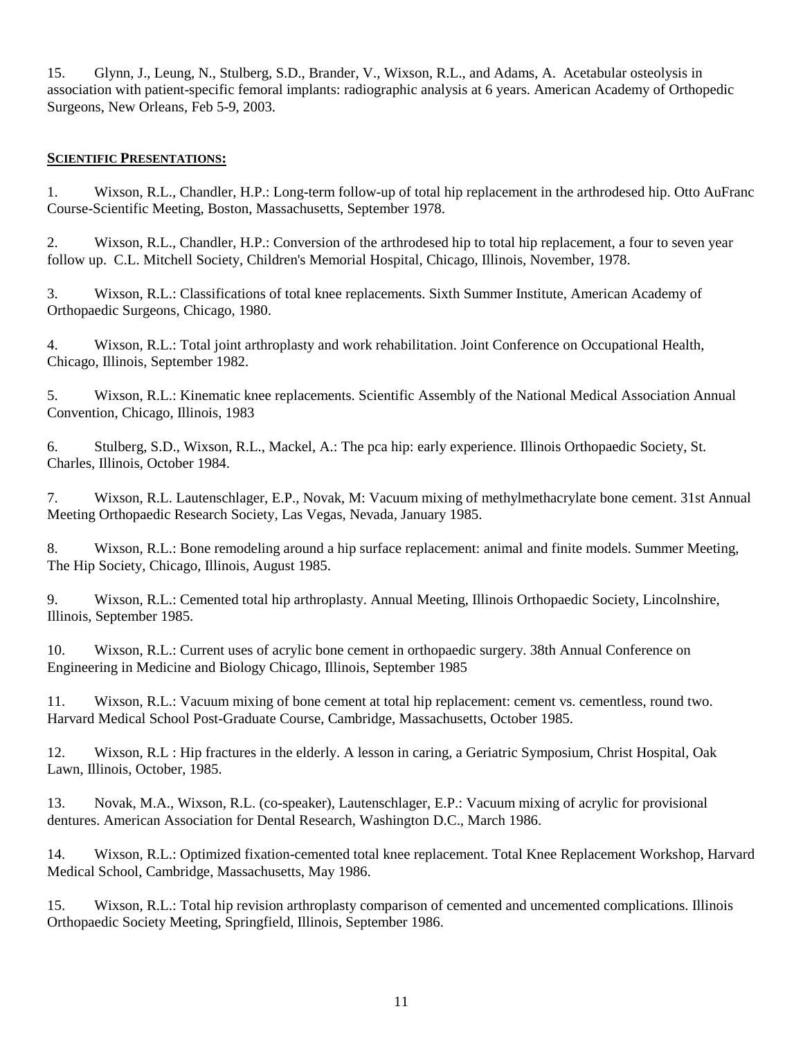15. Glynn, J., Leung, N., Stulberg, S.D., Brander, V., Wixson, R.L., and Adams, A. Acetabular osteolysis in association with patient-specific femoral implants: radiographic analysis at 6 years. American Academy of Orthopedic Surgeons, New Orleans, Feb 5-9, 2003.

**SCIENTIFIC PRESENTATIONS:**

1. Wixson, R.L., Chandler, H.P.: Long-term follow-up of total hip replacement in the arthrodesed hip. Otto AuFranc Course-Scientific Meeting, Boston, Massachusetts, September 1978.

2. Wixson, R.L., Chandler, H.P.: Conversion of the arthrodesed hip to total hip replacement, a four to seven year follow up. C.L. Mitchell Society, Children's Memorial Hospital, Chicago, Illinois, November, 1978.

3. Wixson, R.L.: Classifications of total knee replacements. Sixth Summer Institute, American Academy of Orthopaedic Surgeons, Chicago, 1980.

4. Wixson, R.L.: Total joint arthroplasty and work rehabilitation. Joint Conference on Occupational Health, Chicago, Illinois, September 1982.

5. Wixson, R.L.: Kinematic knee replacements. Scientific Assembly of the National Medical Association Annual Convention, Chicago, Illinois, 1983

6. Stulberg, S.D., Wixson, R.L., Mackel, A.: The pca hip: early experience. Illinois Orthopaedic Society, St. Charles, Illinois, October 1984.

7. Wixson, R.L. Lautenschlager, E.P., Novak, M: Vacuum mixing of methylmethacrylate bone cement. 31st Annual Meeting Orthopaedic Research Society, Las Vegas, Nevada, January 1985.

8. Wixson, R.L.: Bone remodeling around a hip surface replacement: animal and finite models. Summer Meeting, The Hip Society, Chicago, Illinois, August 1985.

9. Wixson, R.L.: Cemented total hip arthroplasty. Annual Meeting, Illinois Orthopaedic Society, Lincolnshire, Illinois, September 1985.

10. Wixson, R.L.: Current uses of acrylic bone cement in orthopaedic surgery. 38th Annual Conference on Engineering in Medicine and Biology Chicago, Illinois, September 1985

11. Wixson, R.L.: Vacuum mixing of bone cement at total hip replacement: cement vs. cementless, round two. Harvard Medical School Post-Graduate Course, Cambridge, Massachusetts, October 1985.

12. Wixson, R.L : Hip fractures in the elderly. A lesson in caring, a Geriatric Symposium, Christ Hospital, Oak Lawn, Illinois, October, 1985.

13. Novak, M.A., Wixson, R.L. (co-speaker), Lautenschlager, E.P.: Vacuum mixing of acrylic for provisional dentures. American Association for Dental Research, Washington D.C., March 1986.

14. Wixson, R.L.: Optimized fixation-cemented total knee replacement. Total Knee Replacement Workshop, Harvard Medical School, Cambridge, Massachusetts, May 1986.

15. Wixson, R.L.: Total hip revision arthroplasty comparison of cemented and uncemented complications. Illinois Orthopaedic Society Meeting, Springfield, Illinois, September 1986.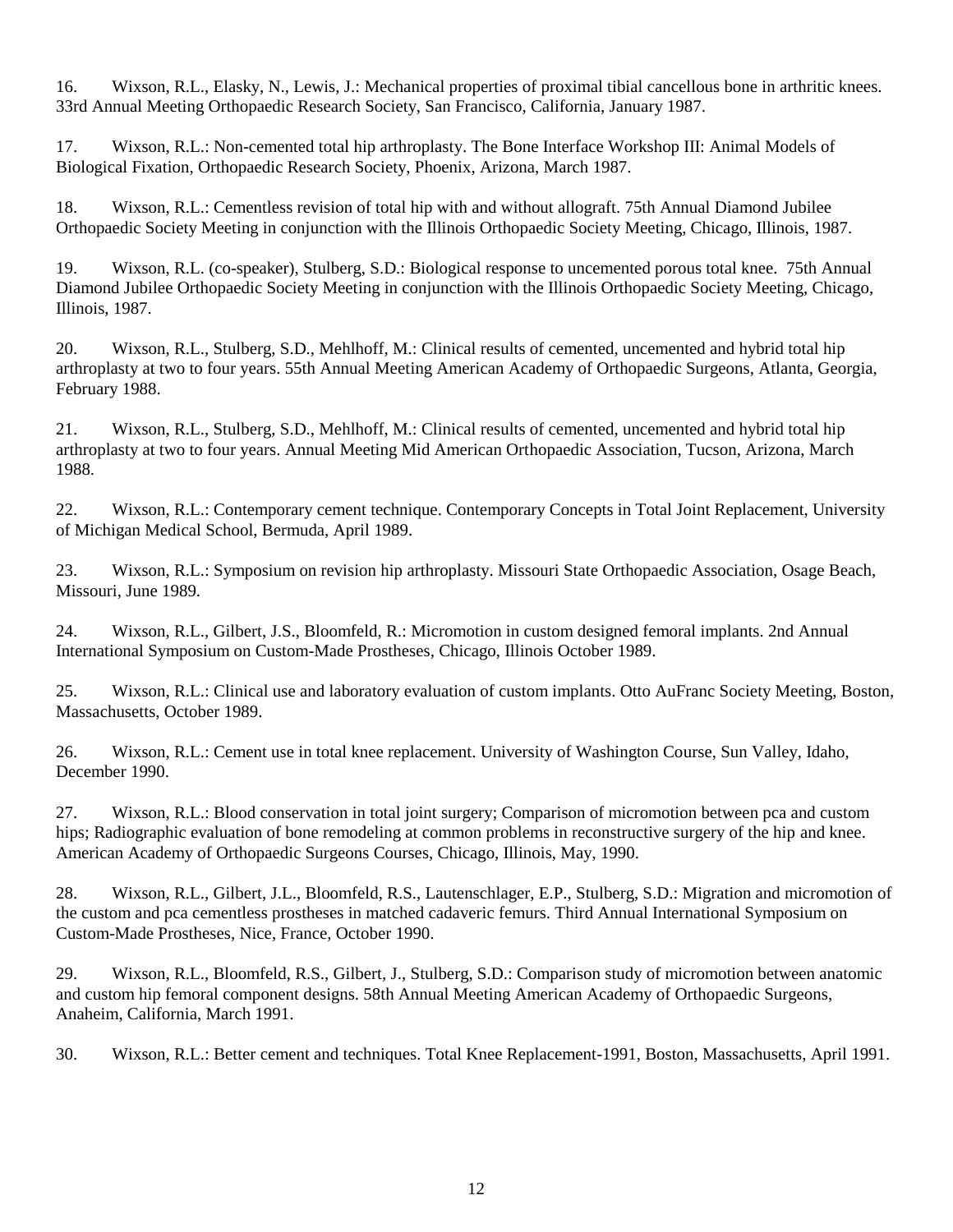16. Wixson, R.L., Elasky, N., Lewis, J.: Mechanical properties of proximal tibial cancellous bone in arthritic knees. 33rd Annual Meeting Orthopaedic Research Society, San Francisco, California, January 1987.

17. Wixson, R.L.: Non-cemented total hip arthroplasty. The Bone Interface Workshop III: Animal Models of Biological Fixation, Orthopaedic Research Society, Phoenix, Arizona, March 1987.

18. Wixson, R.L.: Cementless revision of total hip with and without allograft. 75th Annual Diamond Jubilee Orthopaedic Society Meeting in conjunction with the Illinois Orthopaedic Society Meeting, Chicago, Illinois, 1987.

19. Wixson, R.L. (co-speaker), Stulberg, S.D.: Biological response to uncemented porous total knee. 75th Annual Diamond Jubilee Orthopaedic Society Meeting in conjunction with the Illinois Orthopaedic Society Meeting, Chicago, Illinois, 1987.

20. Wixson, R.L., Stulberg, S.D., Mehlhoff, M.: Clinical results of cemented, uncemented and hybrid total hip arthroplasty at two to four years. 55th Annual Meeting American Academy of Orthopaedic Surgeons, Atlanta, Georgia, February 1988.

21. Wixson, R.L., Stulberg, S.D., Mehlhoff, M.: Clinical results of cemented, uncemented and hybrid total hip arthroplasty at two to four years. Annual Meeting Mid American Orthopaedic Association, Tucson, Arizona, March 1988.

22. Wixson, R.L.: Contemporary cement technique. Contemporary Concepts in Total Joint Replacement, University of Michigan Medical School, Bermuda, April 1989.

23. Wixson, R.L.: Symposium on revision hip arthroplasty. Missouri State Orthopaedic Association, Osage Beach, Missouri, June 1989.

24. Wixson, R.L., Gilbert, J.S., Bloomfeld, R.: Micromotion in custom designed femoral implants. 2nd Annual International Symposium on Custom-Made Prostheses, Chicago, Illinois October 1989.

25. Wixson, R.L.: Clinical use and laboratory evaluation of custom implants. Otto AuFranc Society Meeting, Boston, Massachusetts, October 1989.

26. Wixson, R.L.: Cement use in total knee replacement. University of Washington Course, Sun Valley, Idaho, December 1990.

27. Wixson, R.L.: Blood conservation in total joint surgery; Comparison of micromotion between pca and custom hips; Radiographic evaluation of bone remodeling at common problems in reconstructive surgery of the hip and knee. American Academy of Orthopaedic Surgeons Courses, Chicago, Illinois, May, 1990.

28. Wixson, R.L., Gilbert, J.L., Bloomfeld, R.S., Lautenschlager, E.P., Stulberg, S.D.: Migration and micromotion of the custom and pca cementless prostheses in matched cadaveric femurs. Third Annual International Symposium on Custom-Made Prostheses, Nice, France, October 1990.

29. Wixson, R.L., Bloomfeld, R.S., Gilbert, J., Stulberg, S.D.: Comparison study of micromotion between anatomic and custom hip femoral component designs. 58th Annual Meeting American Academy of Orthopaedic Surgeons, Anaheim, California, March 1991.

30. Wixson, R.L.: Better cement and techniques. Total Knee Replacement-1991, Boston, Massachusetts, April 1991.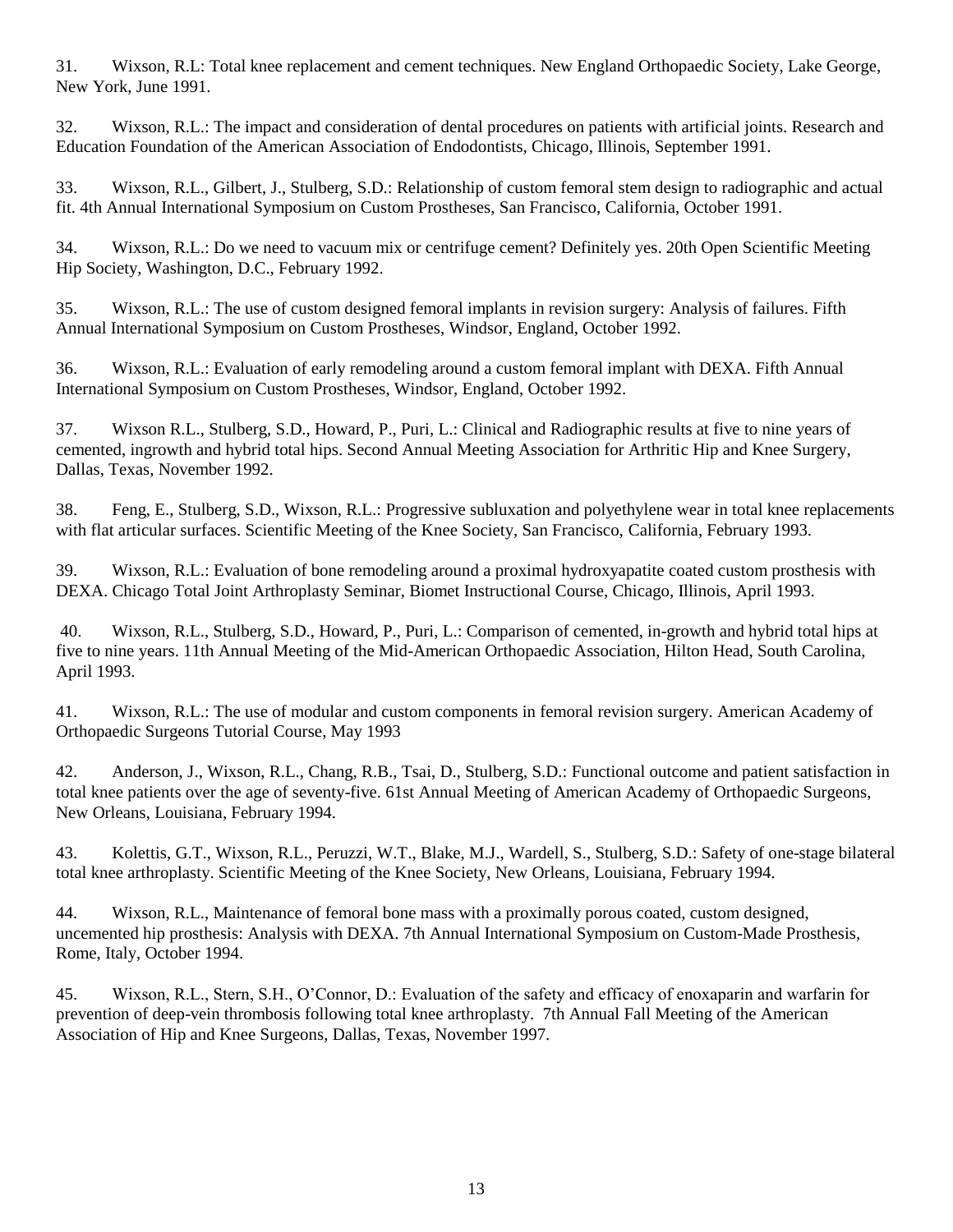31. Wixson, R.L: Total knee replacement and cement techniques. New England Orthopaedic Society, Lake George, New York, June 1991.

32. Wixson, R.L.: The impact and consideration of dental procedures on patients with artificial joints. Research and Education Foundation of the American Association of Endodontists, Chicago, Illinois, September 1991.

33. Wixson, R.L., Gilbert, J., Stulberg, S.D.: Relationship of custom femoral stem design to radiographic and actual fit. 4th Annual International Symposium on Custom Prostheses, San Francisco, California, October 1991.

34. Wixson, R.L.: Do we need to vacuum mix or centrifuge cement? Definitely yes. 20th Open Scientific Meeting Hip Society, Washington, D.C., February 1992.

35. Wixson, R.L.: The use of custom designed femoral implants in revision surgery: Analysis of failures. Fifth Annual International Symposium on Custom Prostheses, Windsor, England, October 1992.

36. Wixson, R.L.: Evaluation of early remodeling around a custom femoral implant with DEXA. Fifth Annual International Symposium on Custom Prostheses, Windsor, England, October 1992.

37. Wixson R.L., Stulberg, S.D., Howard, P., Puri, L.: Clinical and Radiographic results at five to nine years of cemented, ingrowth and hybrid total hips. Second Annual Meeting Association for Arthritic Hip and Knee Surgery, Dallas, Texas, November 1992.

38. Feng, E., Stulberg, S.D., Wixson, R.L.: Progressive subluxation and polyethylene wear in total knee replacements with flat articular surfaces. Scientific Meeting of the Knee Society, San Francisco, California, February 1993.

39. Wixson, R.L.: Evaluation of bone remodeling around a proximal hydroxyapatite coated custom prosthesis with DEXA. Chicago Total Joint Arthroplasty Seminar, Biomet Instructional Course, Chicago, Illinois, April 1993.

40. Wixson, R.L., Stulberg, S.D., Howard, P., Puri, L.: Comparison of cemented, in-growth and hybrid total hips at five to nine years. 11th Annual Meeting of the Mid-American Orthopaedic Association, Hilton Head, South Carolina, April 1993.

41. Wixson, R.L.: The use of modular and custom components in femoral revision surgery. American Academy of Orthopaedic Surgeons Tutorial Course, May 1993

42. Anderson, J., Wixson, R.L., Chang, R.B., Tsai, D., Stulberg, S.D.: Functional outcome and patient satisfaction in total knee patients over the age of seventy-five. 61st Annual Meeting of American Academy of Orthopaedic Surgeons, New Orleans, Louisiana, February 1994.

43. Kolettis, G.T., Wixson, R.L., Peruzzi, W.T., Blake, M.J., Wardell, S., Stulberg, S.D.: Safety of one-stage bilateral total knee arthroplasty. Scientific Meeting of the Knee Society, New Orleans, Louisiana, February 1994.

44. Wixson, R.L., Maintenance of femoral bone mass with a proximally porous coated, custom designed, uncemented hip prosthesis: Analysis with DEXA. 7th Annual International Symposium on Custom-Made Prosthesis, Rome, Italy, October 1994.

45. Wixson, R.L., Stern, S.H., O'Connor, D.: Evaluation of the safety and efficacy of enoxaparin and warfarin for prevention of deep-vein thrombosis following total knee arthroplasty. 7th Annual Fall Meeting of the American Association of Hip and Knee Surgeons, Dallas, Texas, November 1997.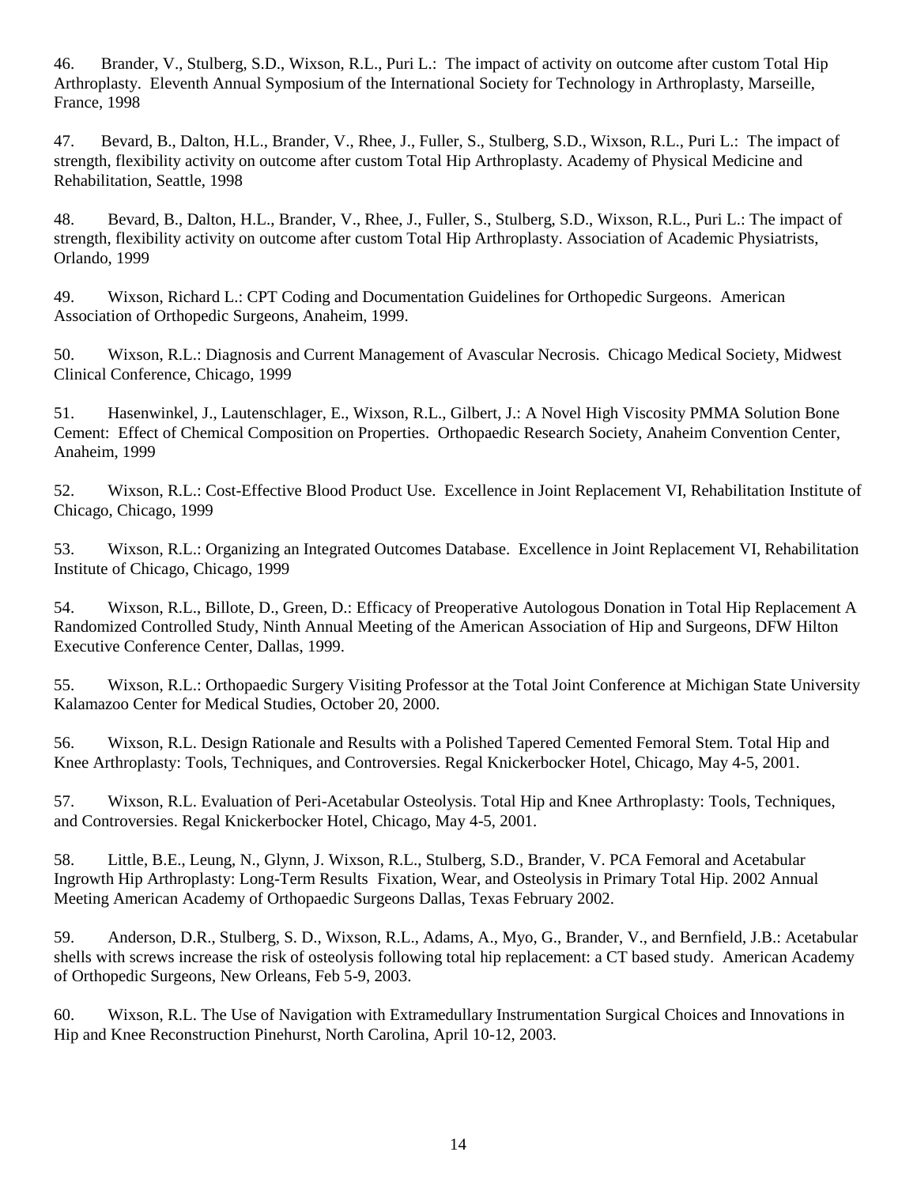46. Brander, V., Stulberg, S.D., Wixson, R.L., Puri L.: The impact of activity on outcome after custom Total Hip Arthroplasty. Eleventh Annual Symposium of the International Society for Technology in Arthroplasty, Marseille, France, 1998

47. Bevard, B., Dalton, H.L., Brander, V., Rhee, J., Fuller, S., Stulberg, S.D., Wixson, R.L., Puri L.: The impact of strength, flexibility activity on outcome after custom Total Hip Arthroplasty. Academy of Physical Medicine and Rehabilitation, Seattle, 1998

48. Bevard, B., Dalton, H.L., Brander, V., Rhee, J., Fuller, S., Stulberg, S.D., Wixson, R.L., Puri L.: The impact of strength, flexibility activity on outcome after custom Total Hip Arthroplasty. Association of Academic Physiatrists, Orlando, 1999

49. Wixson, Richard L.: CPT Coding and Documentation Guidelines for Orthopedic Surgeons. American Association of Orthopedic Surgeons, Anaheim, 1999.

50. Wixson, R.L.: Diagnosis and Current Management of Avascular Necrosis. Chicago Medical Society, Midwest Clinical Conference, Chicago, 1999

51. Hasenwinkel, J., Lautenschlager, E., Wixson, R.L., Gilbert, J.: A Novel High Viscosity PMMA Solution Bone Cement: Effect of Chemical Composition on Properties. Orthopaedic Research Society, Anaheim Convention Center, Anaheim, 1999

52. Wixson, R.L.: Cost-Effective Blood Product Use. Excellence in Joint Replacement VI, Rehabilitation Institute of Chicago, Chicago, 1999

53. Wixson, R.L.: Organizing an Integrated Outcomes Database. Excellence in Joint Replacement VI, Rehabilitation Institute of Chicago, Chicago, 1999

54. Wixson, R.L., Billote, D., Green, D.: Efficacy of Preoperative Autologous Donation in Total Hip Replacement A Randomized Controlled Study, Ninth Annual Meeting of the American Association of Hip and Surgeons, DFW Hilton Executive Conference Center, Dallas, 1999.

55. Wixson, R.L.: Orthopaedic Surgery Visiting Professor at the Total Joint Conference at Michigan State University Kalamazoo Center for Medical Studies, October 20, 2000.

56. Wixson, R.L. Design Rationale and Results with a Polished Tapered Cemented Femoral Stem. Total Hip and Knee Arthroplasty: Tools, Techniques, and Controversies. Regal Knickerbocker Hotel, Chicago, May 4-5, 2001.

57. Wixson, R.L. Evaluation of Peri-Acetabular Osteolysis. Total Hip and Knee Arthroplasty: Tools, Techniques, and Controversies. Regal Knickerbocker Hotel, Chicago, May 4-5, 2001.

58. Little, B.E., Leung, N., Glynn, J. Wixson, R.L., Stulberg, S.D., Brander, V. PCA Femoral and Acetabular Ingrowth Hip Arthroplasty: Long-Term Results Fixation, Wear, and Osteolysis in Primary Total Hip. 2002 Annual Meeting American Academy of Orthopaedic Surgeons Dallas, Texas February 2002.

59. Anderson, D.R., Stulberg, S. D., Wixson, R.L., Adams, A., Myo, G., Brander, V., and Bernfield, J.B.: Acetabular shells with screws increase the risk of osteolysis following total hip replacement: a CT based study. American Academy of Orthopedic Surgeons, New Orleans, Feb 5-9, 2003.

60. Wixson, R.L. The Use of Navigation with Extramedullary Instrumentation Surgical Choices and Innovations in Hip and Knee Reconstruction Pinehurst, North Carolina, April 10-12, 2003.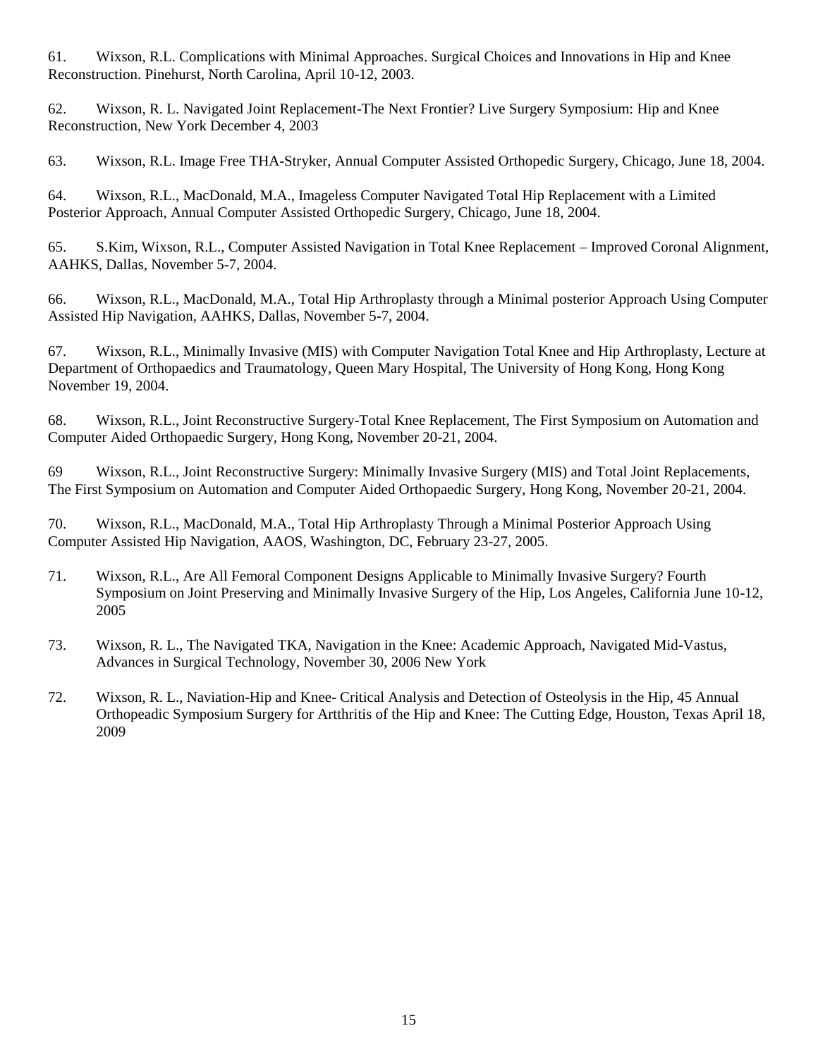61. Wixson, R.L. Complications with Minimal Approaches. Surgical Choices and Innovations in Hip and Knee Reconstruction. Pinehurst, North Carolina, April 10-12, 2003.

62. Wixson, R. L. Navigated Joint Replacement-The Next Frontier? Live Surgery Symposium: Hip and Knee Reconstruction, New York December 4, 2003

63. Wixson, R.L. Image Free THA-Stryker, Annual Computer Assisted Orthopedic Surgery, Chicago, June 18, 2004.

64. Wixson, R.L., MacDonald, M.A., Imageless Computer Navigated Total Hip Replacement with a Limited Posterior Approach, Annual Computer Assisted Orthopedic Surgery, Chicago, June 18, 2004.

65. S.Kim, Wixson, R.L., Computer Assisted Navigation in Total Knee Replacement – Improved Coronal Alignment, AAHKS, Dallas, November 5-7, 2004.

66. Wixson, R.L., MacDonald, M.A., Total Hip Arthroplasty through a Minimal posterior Approach Using Computer Assisted Hip Navigation, AAHKS, Dallas, November 5-7, 2004.

67. Wixson, R.L., Minimally Invasive (MIS) with Computer Navigation Total Knee and Hip Arthroplasty, Lecture at Department of Orthopaedics and Traumatology, Queen Mary Hospital, The University of Hong Kong, Hong Kong November 19, 2004.

68. Wixson, R.L., Joint Reconstructive Surgery-Total Knee Replacement, The First Symposium on Automation and Computer Aided Orthopaedic Surgery, Hong Kong, November 20-21, 2004.

69 Wixson, R.L., Joint Reconstructive Surgery: Minimally Invasive Surgery (MIS) and Total Joint Replacements, The First Symposium on Automation and Computer Aided Orthopaedic Surgery, Hong Kong, November 20-21, 2004.

70. Wixson, R.L., MacDonald, M.A., Total Hip Arthroplasty Through a Minimal Posterior Approach Using Computer Assisted Hip Navigation, AAOS, Washington, DC, February 23-27, 2005.

71. Wixson, R.L., Are All Femoral Component Designs Applicable to Minimally Invasive Surgery? Fourth Symposium on Joint Preserving and Minimally Invasive Surgery of the Hip, Los Angeles, California June 10-12, 2005

73. Wixson, R. L., The Navigated TKA, Navigation in the Knee: Academic Approach, Navigated Mid-Vastus, Advances in Surgical Technology, November 30, 2006 New York

72. Wixson, R. L., Naviation-Hip and Knee- Critical Analysis and Detection of Osteolysis in the Hip, 45 Annual Orthopeadic Symposium Surgery for Artthritis of the Hip and Knee: The Cutting Edge, Houston, Texas April 18, 2009